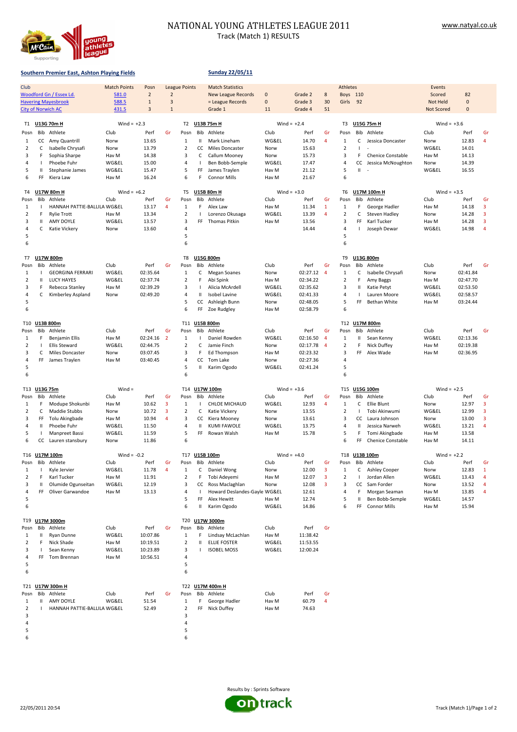# NATIONAL YOUNG ATHLETES LEAGUE 2011

Track (Match 1) RESULTS

www.natyal.co.uk

**Southern Premier East, Ashton Playing Fields** — **Sunday 22/05/11**

| Club | Match Points | Posn | League Points |
|---|---|---|---|
| Woodford Gn / Essex Ld. | 581.0 | 2 | 2 |
| Havering Mayesbrook | 588.5 | 1 | 3 |
| City of Norwich AC | 431.5 | 3 | 1 |

| Match Statistics | | | |
|---|---|---|---|
| New League Records | 0 | Grade 2 | 8 |
| = League Records | 0 | Grade 3 | 30 |
| Grade 1 | 11 | Grade 4 | 51 |

| Athletes | |
|---|---|
| Boys | 110 |
| Girls | 92 |

| Events | |
|---|---|
| Scored | 82 |
| Not Held | 0 |
| Not Scored | 0 |

### T1 U13G 70m H — Wind = +2.3

| Posn | Bib | Athlete | Club | Perf | Gr |
|---|---|---|---|---|---|
| 1 | CC | Amy Quantrill | Norw | 13.65 | |
| 2 | C | Isabelle Chrysafi | Norw | 13.79 | |
| 3 | F | Sophia Sharpe | Hav M | 14.38 | |
| 4 | I | Phoebe Fuhr | WG&EL | 15.00 | |
| 5 | II | Stephanie James | WG&EL | 15.47 | |
| 6 | FF | Kiera Law | Hav M | 16.24 | |

### T2 U13B 75m H — Wind = +2.4

| Posn | Bib | Athlete | Club | Perf | Gr |
|---|---|---|---|---|---|
| 1 | II | Mark Lineham | WG&EL | 14.70 | 4 |
| 2 | CC | Miles Doncaster | Norw | 15.63 | |
| 3 | C | Callum Mooney | Norw | 15.73 | |
| 4 | I | Ben Bobb-Semple | WG&EL | 17.47 | |
| 5 | FF | James Traylen | Hav M | 21.12 | |
| 6 | F | Connor Mills | Hav M | 21.67 | |

### T3 U15G 75m H — Wind = +3.6

| Posn | Bib | Athlete | Club | Perf | Gr |
|---|---|---|---|---|---|
| 1 | C | Jessica Doncaster | Norw | 12.83 | 4 |
| 2 | I | - | WG&EL | 14.01 | |
| 3 | F | Chenice Constable | Hav M | 14.13 | |
| 4 | CC | Jessica McNoughton | Norw | 14.39 | |
| 5 | II | - | WG&EL | 16.55 | |
| 6 | | | | | |

### T4 U17W 80m H — Wind = +6.2

| Posn | Bib | Athlete | Club | Perf | Gr |
|---|---|---|---|---|---|
| 1 | I | HANNAH PATTIE-BALLILA | WG&EL | 13.17 | 4 |
| 2 | F | Rylie Trott | Hav M | 13.34 | |
| 3 | II | AMY DOYLE | WG&EL | 13.57 | |
| 4 | C | Katie Vickery | Norw | 13.60 | |
| 5 | | | | | |
| 6 | | | | | |

### T5 U15B 80m H — Wind = +3.0

| Posn | Bib | Athlete | Club | Perf | Gr |
|---|---|---|---|---|---|
| 1 | F | Alex Law | Hav M | 11.34 | 1 |
| 2 | I | Lorenzo Okusaga | WG&EL | 13.39 | 4 |
| 3 | FF | Thomas Pitkin | Hav M | 13.56 | |
| 4 | | | | 14.44 | |
| 5 | | | | | |
| 6 | | | | | |

### T6 U17M 100m H — Wind = +3.5

| Posn | Bib | Athlete | Club | Perf | Gr |
|---|---|---|---|---|---|
| 1 | F | George Hadler | Hav M | 14.18 | 3 |
| 2 | C | Steven Hadley | Norw | 14.28 | 3 |
| 3 | FF | Karl Tucker | Hav M | 14.28 | 3 |
| 4 | I | Joseph Dewar | WG&EL | 14.98 | 4 |
| 5 | | | | | |
| 6 | | | | | |

### T7 U17W 800m

| Posn | Bib | Athlete | Club | Perf | Gr |
|---|---|---|---|---|---|
| 1 | I | GEORGINA FERRARI | WG&EL | 02:35.64 | |
| 2 | II | LUCY HAYES | WG&EL | 02:37.74 | |
| 3 | F | Rebecca Stanley | Hav M | 02:39.29 | |
| 4 | C | Kimberley Aspland | Norw | 02:49.20 | |
| 5 | | | | | |
| 6 | | | | | |

### T8 U15G 800m

| Posn | Bib | Athlete | Club | Perf | Gr |
|---|---|---|---|---|---|
| 1 | C | Megan Soanes | Norw | 02:27.12 | 4 |
| 2 | F | Abi Spink | Hav M | 02:34.22 | |
| 3 | I | Alicia McArdell | WG&EL | 02:35.62 | |
| 4 | II | Isobel Lavine | WG&EL | 02:41.33 | |
| 5 | CC | Ashleigh Bunn | Norw | 02:48.05 | |
| 6 | FF | Zoe Rudgley | Hav M | 02:58.79 | |

### T9 U13G 800m

| Posn | Bib | Athlete | Club | Perf | Gr |
|---|---|---|---|---|---|
| 1 | C | Isabelle Chrysafi | Norw | 02:41.84 | |
| 2 | F | Amy Baggs | Hav M | 02:47.70 | |
| 3 | II | Katie Petyt | WG&EL | 02:53.50 | |
| 4 | I | Lauren Moore | WG&EL | 02:58.57 | |
| 5 | FF | Bethan White | Hav M | 03:24.44 | |
| 6 | | | | | |

### T10 U13B 800m

| Posn | Bib | Athlete | Club | Perf | Gr |
|---|---|---|---|---|---|
| 1 | F | Benjamin Ellis | Hav M | 02:24.16 | 2 |
| 2 | I | Ellis Steward | WG&EL | 02:44.75 | |
| 3 | C | Miles Doncaster | Norw | 03:07.45 | |
| 4 | FF | James Traylen | Hav M | 03:40.45 | |
| 5 | | | | | |
| 6 | | | | | |

### T11 U15B 800m

| Posn | Bib | Athlete | Club | Perf | Gr |
|---|---|---|---|---|---|
| 1 | I | Daniel Rowden | WG&EL | 02:16.50 | 4 |
| 2 | C | Jamie Finch | Norw | 02:17.78 | 4 |
| 3 | F | Ed Thompson | Hav M | 02:23.32 | |
| 4 | CC | Tom Lake | Norw | 02:27.36 | |
| 5 | II | Karim Ogodo | WG&EL | 02:41.24 | |
| 6 | | | | | |

### T12 U17M 800m

| Posn | Bib | Athlete | Club | Perf | Gr |
|---|---|---|---|---|---|
| 1 | II | Sean Kenny | WG&EL | 02:13.36 | |
| 2 | F | Nick Duffey | Hav M | 02:19.38 | |
| 3 | FF | Alex Wade | Hav M | 02:36.95 | |
| 4 | | | | | |
| 5 | | | | | |
| 6 | | | | | |

### T13 U13G 75m — Wind =

| Posn | Bib | Athlete | Club | Perf | Gr |
|---|---|---|---|---|---|
| 1 | F | Modupe Shokunbi | Hav M | 10.62 | 3 |
| 2 | C | Maddie Stubbs | Norw | 10.72 | 3 |
| 3 | FF | Tolu Akingbade | Hav M | 10.94 | 4 |
| 4 | II | Phoebe Fuhr | WG&EL | 11.50 | |
| 5 | I | Manpreet Bassi | WG&EL | 11.59 | |
| 6 | CC | Lauren stansbury | Norw | 11.86 | |

### T14 U17W 100m — Wind = +3.6

| Posn | Bib | Athlete | Club | Perf | Gr |
|---|---|---|---|---|---|
| 1 | I | CHLOE MICHAUD | WG&EL | 12.93 | 4 |
| 2 | C | Katie Vickery | Norw | 13.55 | |
| 3 | CC | Kiera Mooney | Norw | 13.61 | |
| 4 | II | KUMI FAWOLE | WG&EL | 13.75 | |
| 5 | FF | Rowan Walsh | Hav M | 15.78 | |
| 6 | | | | | |

### T15 U15G 100m — Wind = +2.5

| Posn | Bib | Athlete | Club | Perf | Gr |
|---|---|---|---|---|---|
| 1 | C | Ellie Blunt | Norw | 12.97 | 3 |
| 2 | I | Tobi Akinwumi | WG&EL | 12.99 | 3 |
| 3 | CC | Laura Johnson | Norw | 13.00 | 3 |
| 4 | II | Jessica Narweh | WG&EL | 13.21 | 4 |
| 5 | F | Tomi Akingbade | Hav M | 13.58 | |
| 6 | FF | Chenice Constable | Hav M | 14.11 | |

### T16 U17M 100m — Wind = -0.2

| Posn | Bib | Athlete | Club | Perf | Gr |
|---|---|---|---|---|---|
| 1 | I | Kyle Jervier | WG&EL | 11.78 | 4 |
| 2 | F | Karl Tucker | Hav M | 11.91 | |
| 3 | II | Olumide Ogunseitan | WG&EL | 12.19 | |
| 4 | FF | Oliver Garwandoe | Hav M | 13.13 | |
| 5 | | | | | |
| 6 | | | | | |

### T17 U15B 100m — Wind = +4.0

| Posn | Bib | Athlete | Club | Perf | Gr |
|---|---|---|---|---|---|
| 1 | C | Daniel Wong | Norw | 12.00 | 3 |
| 2 | F | Tobi Adeyemi | Hav M | 12.07 | 3 |
| 3 | CC | Ross Maclaghlan | Norw | 12.08 | 3 |
| 4 | I | Howard Deslandes-Gayle | WG&EL | 12.61 | |
| 5 | FF | Alex Hewitt | Hav M | 12.74 | |
| 6 | II | Karim Ogodo | WG&EL | 14.86 | |

### T18 U13B 100m — Wind = +2.2

| Posn | Bib | Athlete | Club | Perf | Gr |
|---|---|---|---|---|---|
| 1 | C | Ashley Cooper | Norw | 12.83 | 1 |
| 2 | I | Jordan Allen | WG&EL | 13.43 | 4 |
| 3 | CC | Sam Forder | Norw | 13.52 | 4 |
| 4 | F | Morgan Seaman | Hav M | 13.85 | 4 |
| 5 | II | Ben Bobb-Semple | WG&EL | 14.57 | |
| 6 | FF | Connor Mills | Hav M | 15.94 | |

### T19 U17M 3000m

| Posn | Bib | Athlete | Club | Perf | Gr |
|---|---|---|---|---|---|
| 1 | II | Ryan Dunne | WG&EL | 10:07.86 | |
| 2 | F | Nick Shade | Hav M | 10:19.51 | |
| 3 | I | Sean Kenny | WG&EL | 10:23.89 | |
| 4 | FF | Tom Brennan | Hav M | 10:56.51 | |
| 5 | | | | | |
| 6 | | | | | |

### T20 U17W 3000m

| Posn | Bib | Athlete | Club | Perf | Gr |
|---|---|---|---|---|---|
| 1 | F | Lindsay McLachlan | Hav M | 11:38.42 | |
| 2 | II | ELLIE FOSTER | WG&EL | 11:53.55 | |
| 3 | I | ISOBEL MOSS | WG&EL | 12:00.24 | |
| 4 | | | | | |
| 5 | | | | | |
| 6 | | | | | |

### T21 U17W 300m H

| Posn | Bib | Athlete | Club | Perf | Gr |
|---|---|---|---|---|---|
| 1 | II | AMY DOYLE | WG&EL | 51.54 | |
| 2 | I | HANNAH PATTIE-BALLILA | WG&EL | 52.49 | |
| 3 | | | | | |
| 4 | | | | | |
| 5 | | | | | |
| 6 | | | | | |

### T22 U17M 400m H

| Posn | Bib | Athlete | Club | Perf | Gr |
|---|---|---|---|---|---|
| 1 | F | George Hadler | Hav M | 60.79 | 4 |
| 2 | FF | Nick Duffey | Hav M | 74.63 | |
| 3 | | | | | |
| 4 | | | | | |
| 5 | | | | | |
| 6 | | | | | |

Results by : Sprints Software

22/05/2011 20:54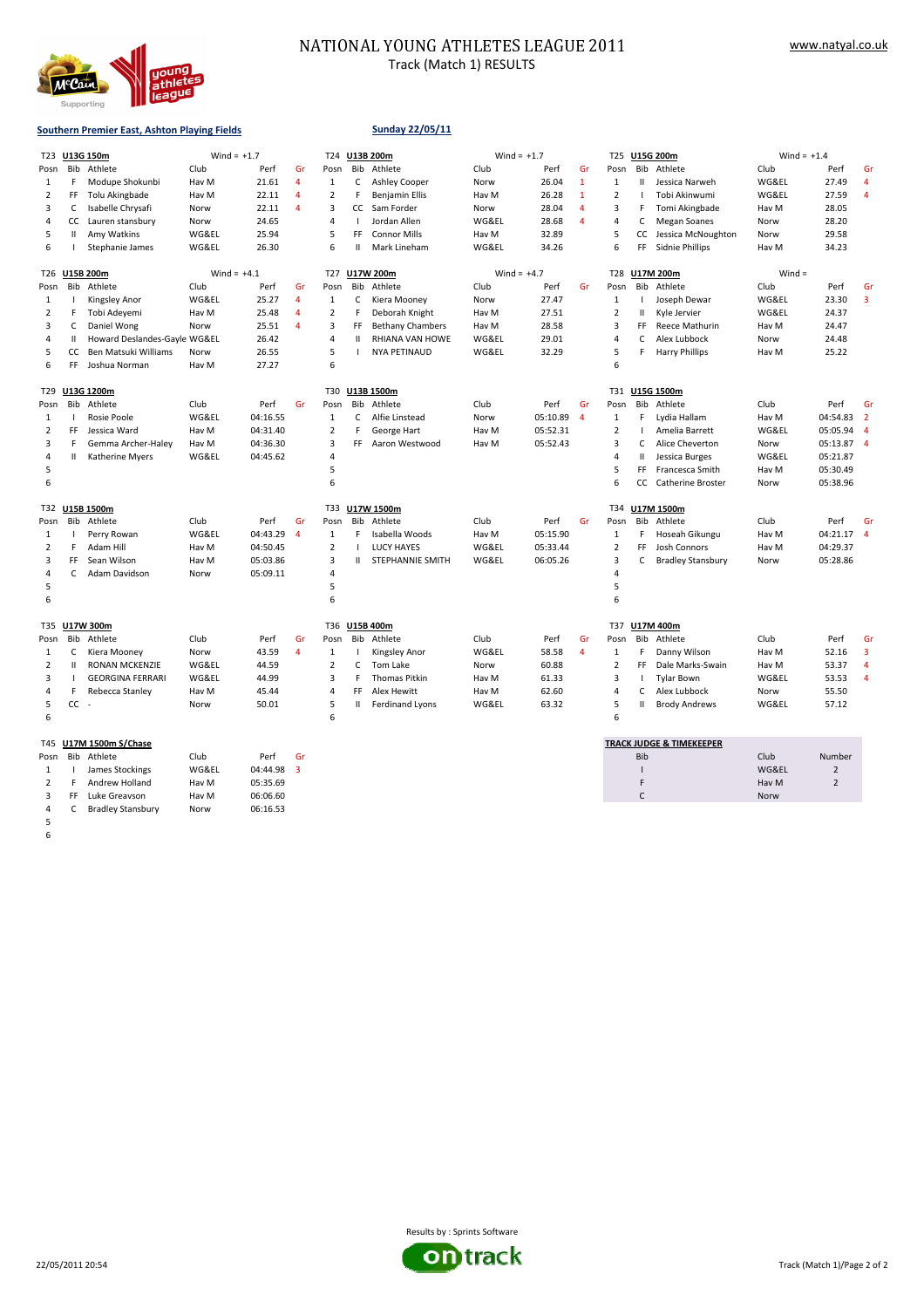# NATIONAL YOUNG ATHLETES LEAGUE 2011

Track (Match 1) RESULTS

www.natyal.co.uk

**Southern Premier East, Ashton Playing Fields** **Sunday 22/05/11**

### T23 U13G 150m (Wind = +1.7)

| Posn | Bib | Athlete | Club | Perf | Gr |
|---|---|---|---|---|---|
| 1 | F | Modupe Shokunbi | Hav M | 21.61 | 4 |
| 2 | FF | Tolu Akingbade | Hav M | 22.11 | 4 |
| 3 | C | Isabelle Chrysafi | Norw | 22.11 | 4 |
| 4 | CC | Lauren stansbury | Norw | 24.65 | |
| 5 | II | Amy Watkins | WG&EL | 25.94 | |
| 6 | I | Stephanie James | WG&EL | 26.30 | |

### T24 U13B 200m (Wind = +1.7)

| Posn | Bib | Athlete | Club | Perf | Gr |
|---|---|---|---|---|---|
| 1 | C | Ashley Cooper | Norw | 26.04 | 1 |
| 2 | F | Benjamin Ellis | Hav M | 26.28 | 1 |
| 3 | CC | Sam Forder | Norw | 28.04 | 4 |
| 4 | I | Jordan Allen | WG&EL | 28.68 | 4 |
| 5 | FF | Connor Mills | Hav M | 32.89 | |
| 6 | II | Mark Lineham | WG&EL | 34.26 | |

### T25 U15G 200m (Wind = +1.4)

| Posn | Bib | Athlete | Club | Perf | Gr |
|---|---|---|---|---|---|
| 1 | II | Jessica Narweh | WG&EL | 27.49 | 4 |
| 2 | I | Tobi Akinwumi | WG&EL | 27.59 | 4 |
| 3 | F | Tomi Akingbade | Hav M | 28.05 | |
| 4 | C | Megan Soanes | Norw | 28.20 | |
| 5 | CC | Jessica McNoughton | Norw | 29.58 | |
| 6 | FF | Sidnie Phillips | Hav M | 34.23 | |

### T26 U15B 200m (Wind = +4.1)

| Posn | Bib | Athlete | Club | Perf | Gr |
|---|---|---|---|---|---|
| 1 | I | Kingsley Anor | WG&EL | 25.27 | 4 |
| 2 | F | Tobi Adeyemi | Hav M | 25.48 | 4 |
| 3 | C | Daniel Wong | Norw | 25.51 | 4 |
| 4 | II | Howard Deslandes-Gayle | WG&EL | 26.42 | |
| 5 | CC | Ben Matsuki Williams | Norw | 26.55 | |
| 6 | FF | Joshua Norman | Hav M | 27.27 | |

### T27 U17W 200m (Wind = +4.7)

| Posn | Bib | Athlete | Club | Perf | Gr |
|---|---|---|---|---|---|
| 1 | C | Kiera Mooney | Norw | 27.47 | |
| 2 | F | Deborah Knight | Hav M | 27.51 | |
| 3 | FF | Bethany Chambers | Hav M | 28.58 | |
| 4 | II | RHIANA VAN HOWE | WG&EL | 29.01 | |
| 5 | I | NYA PETINAUD | WG&EL | 32.29 | |
| 6 | | | | | |

### T28 U17M 200m (Wind = )

| Posn | Bib | Athlete | Club | Perf | Gr |
|---|---|---|---|---|---|
| 1 | I | Joseph Dewar | WG&EL | 23.30 | 3 |
| 2 | II | Kyle Jervier | WG&EL | 24.37 | |
| 3 | FF | Reece Mathurin | Hav M | 24.47 | |
| 4 | C | Alex Lubbock | Norw | 24.48 | |
| 5 | F | Harry Phillips | Hav M | 25.22 | |
| 6 | | | | | |

### T29 U13G 1200m

| Posn | Bib | Athlete | Club | Perf | Gr |
|---|---|---|---|---|---|
| 1 | I | Rosie Poole | WG&EL | 04:16.55 | |
| 2 | FF | Jessica Ward | Hav M | 04:31.40 | |
| 3 | F | Gemma Archer-Haley | Hav M | 04:36.30 | |
| 4 | II | Katherine Myers | WG&EL | 04:45.62 | |
| 5 | | | | | |
| 6 | | | | | |

### T30 U13B 1500m

| Posn | Bib | Athlete | Club | Perf | Gr |
|---|---|---|---|---|---|
| 1 | C | Alfie Linstead | Norw | 05:10.89 | 4 |
| 2 | F | George Hart | Hav M | 05:52.31 | |
| 3 | FF | Aaron Westwood | Hav M | 05:52.43 | |
| 4 | | | | | |
| 5 | | | | | |
| 6 | | | | | |

### T31 U15G 1500m

| Posn | Bib | Athlete | Club | Perf | Gr |
|---|---|---|---|---|---|
| 1 | F | Lydia Hallam | Hav M | 04:54.83 | 2 |
| 2 | I | Amelia Barrett | WG&EL | 05:05.94 | 4 |
| 3 | C | Alice Cheverton | Norw | 05:13.87 | 4 |
| 4 | II | Jessica Burges | WG&EL | 05:21.87 | |
| 5 | FF | Francesca Smith | Hav M | 05:30.49 | |
| 6 | CC | Catherine Broster | Norw | 05:38.96 | |

### T32 U15B 1500m

| Posn | Bib | Athlete | Club | Perf | Gr |
|---|---|---|---|---|---|
| 1 | I | Perry Rowan | WG&EL | 04:43.29 | 4 |
| 2 | F | Adam Hill | Hav M | 04:50.45 | |
| 3 | FF | Sean Wilson | Hav M | 05:03.86 | |
| 4 | C | Adam Davidson | Norw | 05:09.11 | |
| 5 | | | | | |
| 6 | | | | | |

### T33 U17W 1500m

| Posn | Bib | Athlete | Club | Perf | Gr |
|---|---|---|---|---|---|
| 1 | F | Isabella Woods | Hav M | 05:15.90 | |
| 2 | I | LUCY HAYES | WG&EL | 05:33.44 | |
| 3 | II | STEPHANNIE SMITH | WG&EL | 06:05.26 | |
| 4 | | | | | |
| 5 | | | | | |
| 6 | | | | | |

### T34 U17M 1500m

| Posn | Bib | Athlete | Club | Perf | Gr |
|---|---|---|---|---|---|
| 1 | F | Hoseah Gikungu | Hav M | 04:21.17 | 4 |
| 2 | FF | Josh Connors | Hav M | 04:29.37 | |
| 3 | C | Bradley Stansbury | Norw | 05:28.86 | |
| 4 | | | | | |
| 5 | | | | | |
| 6 | | | | | |

### T35 U17W 300m

| Posn | Bib | Athlete | Club | Perf | Gr |
|---|---|---|---|---|---|
| 1 | C | Kiera Mooney | Norw | 43.59 | 4 |
| 2 | II | RONAN MCKENZIE | WG&EL | 44.59 | |
| 3 | I | GEORGINA FERRARI | WG&EL | 44.99 | |
| 4 | F | Rebecca Stanley | Hav M | 45.44 | |
| 5 | CC | - | Norw | 50.01 | |
| 6 | | | | | |

### T36 U15B 400m

| Posn | Bib | Athlete | Club | Perf | Gr |
|---|---|---|---|---|---|
| 1 | I | Kingsley Anor | WG&EL | 58.58 | 4 |
| 2 | C | Tom Lake | Norw | 60.88 | |
| 3 | F | Thomas Pitkin | Hav M | 61.33 | |
| 4 | FF | Alex Hewitt | Hav M | 62.60 | |
| 5 | II | Ferdinand Lyons | WG&EL | 63.32 | |
| 6 | | | | | |

### T37 U17M 400m

| Posn | Bib | Athlete | Club | Perf | Gr |
|---|---|---|---|---|---|
| 1 | F | Danny Wilson | Hav M | 52.16 | 3 |
| 2 | FF | Dale Marks-Swain | Hav M | 53.37 | 4 |
| 3 | I | Tylar Bown | WG&EL | 53.53 | 4 |
| 4 | C | Alex Lubbock | Norw | 55.50 | |
| 5 | II | Brody Andrews | WG&EL | 57.12 | |
| 6 | | | | | |

### T45 U17M 1500m S/Chase

| Posn | Bib | Athlete | Club | Perf | Gr |
|---|---|---|---|---|---|
| 1 | I | James Stockings | WG&EL | 04:44.98 | 3 |
| 2 | F | Andrew Holland | Hav M | 05:35.69 | |
| 3 | FF | Luke Greavson | Hav M | 06:06.60 | |
| 4 | C | Bradley Stansbury | Norw | 06:16.53 | |
| 5 | | | | | |
| 6 | | | | | |

### TRACK JUDGE & TIMEKEEPER

| Bib | Club | Number |
|---|---|---|
| I | WG&EL | 2 |
| F | Hav M | 2 |
| C | Norw | |

Results by : Sprints Software

22/05/2011 20:54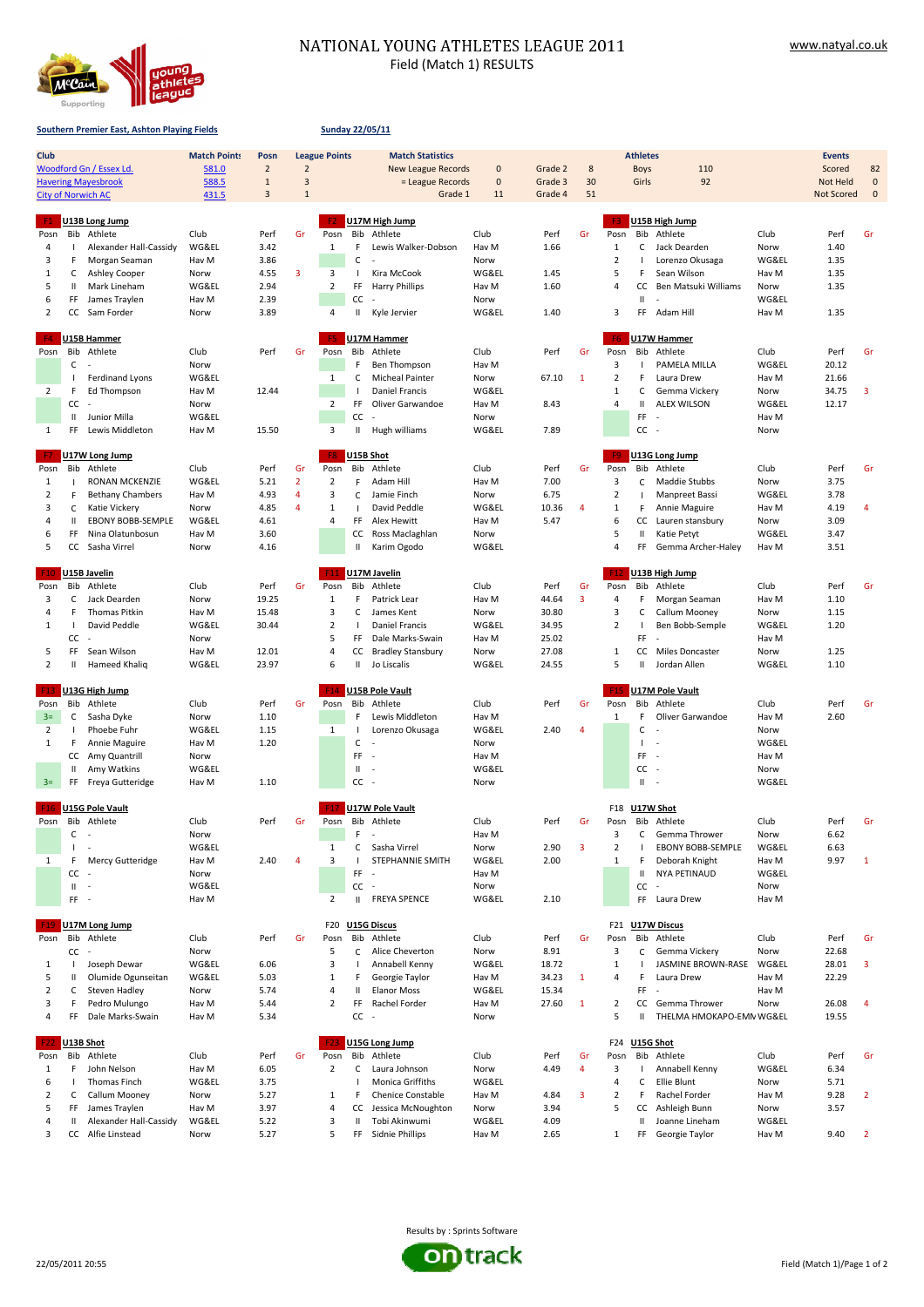# NATIONAL YOUNG ATHLETES LEAGUE 2011

Field (Match 1) RESULTS

www.natyal.co.uk

Southern Premier East, Ashton Playing Fields

Sunday 22/05/11

| Club | Match Points | Posn | League Points |
|---|---|---|---|
| Woodford Gn / Essex Ld. | 581.0 | 2 | 2 |
| Havering Mayesbrook | 588.5 | 1 | 3 |
| City of Norwich AC | 431.5 | 3 | 1 |

| Match Statistics | | | |
|---|---|---|---|
| New League Records | 0 | Grade 2 | 8 |
| = League Records | 0 | Grade 3 | 30 |
| Grade 1 | 11 | Grade 4 | 51 |

| Athletes | |
|---|---|
| Boys | 110 |
| Girls | 92 |

| Events | |
|---|---|
| Scored | 82 |
| Not Held | 0 |
| Not Scored | 0 |

### F1 U13B Long Jump

| Posn | Bib | Athlete | Club | Perf | Gr |
|---|---|---|---|---|---|
| 4 | I | Alexander Hall-Cassidy | WG&EL | 3.42 | |
| 3 | F | Morgan Seaman | Hav M | 3.86 | |
| 1 | C | Ashley Cooper | Norw | 4.55 | 3 |
| 5 | II | Mark Lineham | WG&EL | 2.94 | |
| 6 | FF | James Traylen | Hav M | 2.39 | |
| 2 | CC | Sam Forder | Norw | 3.89 | |

### F2 U17M High Jump

| Posn | Bib | Athlete | Club | Perf | Gr |
|---|---|---|---|---|---|
| 1 | F | Lewis Walker-Dobson | Hav M | 1.66 | |
| | C | - | Norw | | |
| 3 | I | Kira McCook | WG&EL | 1.45 | |
| 2 | FF | Harry Phillips | Hav M | 1.60 | |
| | CC | - | Norw | | |
| 4 | II | Kyle Jervier | WG&EL | 1.40 | |

### F3 U15B High Jump

| Posn | Bib | Athlete | Club | Perf | Gr |
|---|---|---|---|---|---|
| 1 | C | Jack Dearden | Norw | 1.40 | |
| 2 | I | Lorenzo Okusaga | WG&EL | 1.35 | |
| 5 | F | Sean Wilson | Hav M | 1.35 | |
| 4 | CC | Ben Matsuki Williams | Norw | 1.35 | |
| | II | - | WG&EL | | |
| 3 | FF | Adam Hill | Hav M | 1.35 | |

### F4 U15B Hammer

| Posn | Bib | Athlete | Club | Perf | Gr |
|---|---|---|---|---|---|
| | C | - | Norw | | |
| | I | Ferdinand Lyons | WG&EL | | |
| 2 | F | Ed Thompson | Hav M | 12.44 | |
| | CC | - | Norw | | |
| | II | Junior Milla | WG&EL | | |
| 1 | FF | Lewis Middleton | Hav M | 15.50 | |

### F5 U17M Hammer

| Posn | Bib | Athlete | Club | Perf | Gr |
|---|---|---|---|---|---|
| | F | Ben Thompson | Hav M | | |
| 1 | C | Micheal Painter | Norw | 67.10 | 1 |
| | I | Daniel Francis | WG&EL | | |
| 2 | FF | Oliver Garwandoe | Hav M | 8.43 | |
| | CC | - | Norw | | |
| 3 | II | Hugh williams | WG&EL | 7.89 | |

### F6 U17W Hammer

| Posn | Bib | Athlete | Club | Perf | Gr |
|---|---|---|---|---|---|
| 3 | I | PAMELA MILLA | WG&EL | 20.12 | |
| 2 | F | Laura Drew | Hav M | 21.66 | |
| 1 | C | Gemma Vickery | Norw | 34.75 | 3 |
| 4 | II | ALEX WILSON | WG&EL | 12.17 | |
| | FF | - | Hav M | | |
| | CC | - | Norw | | |

### F7 U17W Long Jump

| Posn | Bib | Athlete | Club | Perf | Gr |
|---|---|---|---|---|---|
| 1 | I | RONAN MCKENZIE | WG&EL | 5.21 | 2 |
| 2 | F | Bethany Chambers | Hav M | 4.93 | 4 |
| 3 | C | Katie Vickery | Norw | 4.85 | 4 |
| 4 | II | EBONY BOBB-SEMPLE | WG&EL | 4.61 | |
| 6 | FF | Nina Olatunbosun | Hav M | 3.60 | |
| 5 | CC | Sasha Virrel | Norw | 4.16 | |

### F8 U15B Shot

| Posn | Bib | Athlete | Club | Perf | Gr |
|---|---|---|---|---|---|
| 2 | F | Adam Hill | Hav M | 7.00 | |
| 3 | C | Jamie Finch | Norw | 6.75 | |
| 1 | I | David Peddle | WG&EL | 10.36 | 4 |
| 4 | FF | Alex Hewitt | Hav M | 5.47 | |
| | CC | Ross Maclaghlan | Norw | | |
| | II | Karim Ogodo | WG&EL | | |

### F9 U13G Long Jump

| Posn | Bib | Athlete | Club | Perf | Gr |
|---|---|---|---|---|---|
| 3 | C | Maddie Stubbs | Norw | 3.75 | |
| 2 | I | Manpreet Bassi | WG&EL | 3.78 | |
| 1 | F | Annie Maguire | Hav M | 4.19 | 4 |
| 6 | CC | Lauren stansbury | Norw | 3.09 | |
| 5 | II | Katie Petyt | WG&EL | 3.47 | |
| 4 | FF | Gemma Archer-Haley | Hav M | 3.51 | |

### F10 U15B Javelin

| Posn | Bib | Athlete | Club | Perf | Gr |
|---|---|---|---|---|---|
| 3 | C | Jack Dearden | Norw | 19.25 | |
| 4 | F | Thomas Pitkin | Hav M | 15.48 | |
| 1 | I | David Peddle | WG&EL | 30.44 | |
| | CC | - | Norw | | |
| 5 | FF | Sean Wilson | Hav M | 12.01 | |
| 2 | II | Hameed Khaliq | WG&EL | 23.97 | |

### F11 U17M Javelin

| Posn | Bib | Athlete | Club | Perf | Gr |
|---|---|---|---|---|---|
| 1 | F | Patrick Lear | Hav M | 44.64 | 3 |
| 3 | C | James Kent | Norw | 30.80 | |
| 2 | I | Daniel Francis | WG&EL | 34.95 | |
| 5 | FF | Dale Marks-Swain | Hav M | 25.02 | |
| 4 | CC | Bradley Stansbury | Norw | 27.08 | |
| 6 | II | Jo Liscalis | WG&EL | 24.55 | |

### F12 U13B High Jump

| Posn | Bib | Athlete | Club | Perf | Gr |
|---|---|---|---|---|---|
| 4 | F | Morgan Seaman | Hav M | 1.10 | |
| 3 | C | Callum Mooney | Norw | 1.15 | |
| 2 | I | Ben Bobb-Semple | WG&EL | 1.20 | |
| | FF | - | Hav M | | |
| 1 | CC | Miles Doncaster | Norw | 1.25 | |
| 5 | II | Jordan Allen | WG&EL | 1.10 | |

### F13 U13G High Jump

| Posn | Bib | Athlete | Club | Perf | Gr |
|---|---|---|---|---|---|
| 3= | C | Sasha Dyke | Norw | 1.10 | |
| 2 | I | Phoebe Fuhr | WG&EL | 1.15 | |
| 1 | F | Annie Maguire | Hav M | 1.20 | |
| | CC | Amy Quantrill | Norw | | |
| | II | Amy Watkins | WG&EL | | |
| 3= | FF | Freya Gutteridge | Hav M | 1.10 | |

### F14 U15B Pole Vault

| Posn | Bib | Athlete | Club | Perf | Gr |
|---|---|---|---|---|---|
| | F | Lewis Middleton | Hav M | | |
| 1 | I | Lorenzo Okusaga | WG&EL | 2.40 | 4 |
| | C | - | Norw | | |
| | FF | - | Hav M | | |
| | II | - | WG&EL | | |
| | CC | - | Norw | | |

### F15 U17M Pole Vault

| Posn | Bib | Athlete | Club | Perf | Gr |
|---|---|---|---|---|---|
| 1 | F | Oliver Garwandoe | Hav M | 2.60 | |
| | C | - | Norw | | |
| | I | - | WG&EL | | |
| | FF | - | Hav M | | |
| | CC | - | Norw | | |
| | II | - | WG&EL | | |

### F16 U15G Pole Vault

| Posn | Bib | Athlete | Club | Perf | Gr |
|---|---|---|---|---|---|
| | C | - | Norw | | |
| | I | - | WG&EL | | |
| 1 | F | Mercy Gutteridge | Hav M | 2.40 | 4 |
| | CC | - | Norw | | |
| | II | - | WG&EL | | |
| | FF | - | Hav M | | |

### F17 U17W Pole Vault

| Posn | Bib | Athlete | Club | Perf | Gr |
|---|---|---|---|---|---|
| | F | - | Hav M | | |
| 1 | C | Sasha Virrel | Norw | 2.90 | 3 |
| 3 | I | STEPHANNIE SMITH | WG&EL | 2.00 | |
| | FF | - | Hav M | | |
| | CC | - | Norw | | |
| 2 | II | FREYA SPENCE | WG&EL | 2.10 | |

### F18 U17W Shot

| Posn | Bib | Athlete | Club | Perf | Gr |
|---|---|---|---|---|---|
| 3 | C | Gemma Thrower | Norw | 6.62 | |
| 2 | I | EBONY BOBB-SEMPLE | WG&EL | 6.63 | |
| 1 | F | Deborah Knight | Hav M | 9.97 | 1 |
| | II | NYA PETINAUD | WG&EL | | |
| | CC | - | Norw | | |
| | FF | Laura Drew | Hav M | | |

### F19 U17M Long Jump

| Posn | Bib | Athlete | Club | Perf | Gr |
|---|---|---|---|---|---|
| | CC | - | Norw | | |
| 1 | I | Joseph Dewar | WG&EL | 6.06 | |
| 5 | II | Olumide Ogunseitan | WG&EL | 5.03 | |
| 2 | C | Steven Hadley | Norw | 5.74 | |
| 3 | F | Pedro Mulungo | Hav M | 5.44 | |
| 4 | FF | Dale Marks-Swain | Hav M | 5.34 | |

### F20 U15G Discus

| Posn | Bib | Athlete | Club | Perf | Gr |
|---|---|---|---|---|---|
| 5 | C | Alice Cheverton | Norw | 8.91 | |
| 3 | I | Annabell Kenny | WG&EL | 18.72 | |
| 1 | F | Georgie Taylor | Hav M | 34.23 | 1 |
| 4 | II | Elanor Moss | WG&EL | 15.34 | |
| 2 | FF | Rachel Forder | Hav M | 27.60 | 1 |
| | CC | - | Norw | | |

### F21 U17W Discus

| Posn | Bib | Athlete | Club | Perf | Gr |
|---|---|---|---|---|---|
| 3 | C | Gemma Vickery | Norw | 22.68 | |
| 1 | I | JASMINE BROWN-RASE | WG&EL | 28.01 | 3 |
| 4 | F | Laura Drew | Hav M | 22.29 | |
| | FF | - | Hav M | | |
| 2 | CC | Gemma Thrower | Norw | 26.08 | 4 |
| 5 | II | THELMA HMOKAPO-EMI | WG&EL | 19.55 | |

### F22 U13B Shot

| Posn | Bib | Athlete | Club | Perf | Gr |
|---|---|---|---|---|---|
| 1 | F | John Nelson | Hav M | 6.05 | |
| 6 | I | Thomas Finch | WG&EL | 3.75 | |
| 2 | C | Callum Mooney | Norw | 5.27 | |
| 5 | FF | James Traylen | Hav M | 3.97 | |
| 4 | II | Alexander Hall-Cassidy | WG&EL | 5.22 | |
| 3 | CC | Alfie Linstead | Norw | 5.27 | |

### F23 U15G Long Jump

| Posn | Bib | Athlete | Club | Perf | Gr |
|---|---|---|---|---|---|
| 2 | C | Laura Johnson | Norw | 4.49 | 4 |
| | I | Monica Griffiths | WG&EL | | |
| 1 | F | Chenice Constable | Hav M | 4.84 | 3 |
| 4 | CC | Jessica McNoughton | Norw | 3.94 | |
| 3 | II | Tobi Akinwumi | WG&EL | 4.09 | |
| 5 | FF | Sidnie Phillips | Hav M | 2.65 | |

### F24 U15G Shot

| Posn | Bib | Athlete | Club | Perf | Gr |
|---|---|---|---|---|---|
| 3 | I | Annabell Kenny | WG&EL | 6.34 | |
| 4 | C | Ellie Blunt | Norw | 5.71 | |
| 2 | F | Rachel Forder | Hav M | 9.28 | 2 |
| 5 | CC | Ashleigh Bunn | Norw | 3.57 | |
| | II | Joanne Lineham | WG&EL | | |
| 1 | FF | Georgie Taylor | Hav M | 9.40 | 2 |

Results by : Sprints Software

22/05/2011 20:55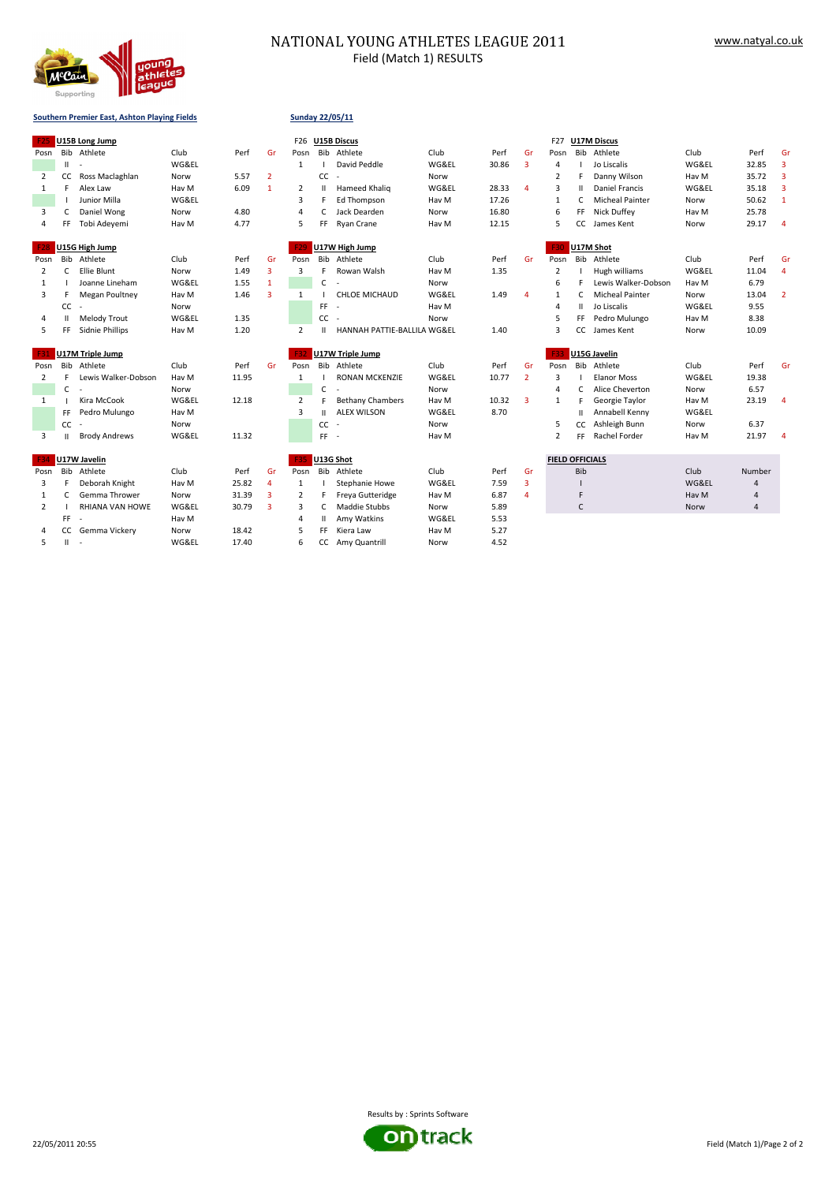# NATIONAL YOUNG ATHLETES LEAGUE 2011

Field (Match 1) RESULTS

www.natyal.co.uk

**Southern Premier East, Ashton Playing Fields** — **Sunday 22/05/11**

### F25 U15B Long Jump

| Posn | Bib | Athlete | Club | Perf | Gr |
|---|---|---|---|---|---|
| | II | - | WG&EL | | |
| 2 | CC | Ross Maclaghlan | Norw | 5.57 | 2 |
| 1 | F | Alex Law | Hav M | 6.09 | 1 |
| | I | Junior Milla | WG&EL | | |
| 3 | C | Daniel Wong | Norw | 4.80 | |
| 4 | FF | Tobi Adeyemi | Hav M | 4.77 | |

### F26 U15B Discus

| Posn | Bib | Athlete | Club | Perf | Gr |
|---|---|---|---|---|---|
| 1 | I | David Peddle | WG&EL | 30.86 | 3 |
| | CC | - | Norw | | |
| 2 | II | Hameed Khaliq | WG&EL | 28.33 | 4 |
| 3 | F | Ed Thompson | Hav M | 17.26 | |
| 4 | C | Jack Dearden | Norw | 16.80 | |
| 5 | FF | Ryan Crane | Hav M | 12.15 | |

### F27 U17M Discus

| Posn | Bib | Athlete | Club | Perf | Gr |
|---|---|---|---|---|---|
| 4 | I | Jo Liscalis | WG&EL | 32.85 | 3 |
| 2 | F | Danny Wilson | Hav M | 35.72 | 3 |
| 3 | II | Daniel Francis | WG&EL | 35.18 | 3 |
| 1 | C | Micheal Painter | Norw | 50.62 | 1 |
| 6 | FF | Nick Duffey | Hav M | 25.78 | |
| 5 | CC | James Kent | Norw | 29.17 | 4 |

### F28 U15G High Jump

| Posn | Bib | Athlete | Club | Perf | Gr |
|---|---|---|---|---|---|
| 2 | C | Ellie Blunt | Norw | 1.49 | 3 |
| 1 | I | Joanne Lineham | WG&EL | 1.55 | 1 |
| 3 | F | Megan Poultney | Hav M | 1.46 | 3 |
| | CC | - | Norw | | |
| 4 | II | Melody Trout | WG&EL | 1.35 | |
| 5 | FF | Sidnie Phillips | Hav M | 1.20 | |

### F29 U17W High Jump

| Posn | Bib | Athlete | Club | Perf | Gr |
|---|---|---|---|---|---|
| 3 | F | Rowan Walsh | Hav M | 1.35 | |
| | C | - | Norw | | |
| 1 | I | CHLOE MICHAUD | WG&EL | 1.49 | 4 |
| | FF | - | Hav M | | |
| | CC | - | Norw | | |
| 2 | II | HANNAH PATTIE-BALLILA | WG&EL | 1.40 | |

### F30 U17M Shot

| Posn | Bib | Athlete | Club | Perf | Gr |
|---|---|---|---|---|---|
| 2 | I | Hugh williams | WG&EL | 11.04 | 4 |
| 6 | F | Lewis Walker-Dobson | Hav M | 6.79 | |
| 1 | C | Micheal Painter | Norw | 13.04 | 2 |
| 4 | II | Jo Liscalis | WG&EL | 9.55 | |
| 5 | FF | Pedro Mulungo | Hav M | 8.38 | |
| 3 | CC | James Kent | Norw | 10.09 | |

### F31 U17M Triple Jump

| Posn | Bib | Athlete | Club | Perf | Gr |
|---|---|---|---|---|---|
| 2 | F | Lewis Walker-Dobson | Hav M | 11.95 | |
| | C | - | Norw | | |
| 1 | I | Kira McCook | WG&EL | 12.18 | |
| | FF | Pedro Mulungo | Hav M | | |
| | CC | - | Norw | | |
| 3 | II | Brody Andrews | WG&EL | 11.32 | |

### F32 U17W Triple Jump

| Posn | Bib | Athlete | Club | Perf | Gr |
|---|---|---|---|---|---|
| 1 | I | RONAN MCKENZIE | WG&EL | 10.77 | 2 |
| | C | - | Norw | | |
| 2 | F | Bethany Chambers | Hav M | 10.32 | 3 |
| 3 | II | ALEX WILSON | WG&EL | 8.70 | |
| | CC | - | Norw | | |
| | FF | - | Hav M | | |

### F33 U15G Javelin

| Posn | Bib | Athlete | Club | Perf | Gr |
|---|---|---|---|---|---|
| 3 | I | Elanor Moss | WG&EL | 19.38 | |
| 4 | C | Alice Cheverton | Norw | 6.57 | |
| 1 | F | Georgie Taylor | Hav M | 23.19 | 4 |
| | II | Annabell Kenny | WG&EL | | |
| 5 | CC | Ashleigh Bunn | Norw | 6.37 | |
| 2 | FF | Rachel Forder | Hav M | 21.97 | 4 |

### F34 U17W Javelin

| Posn | Bib | Athlete | Club | Perf | Gr |
|---|---|---|---|---|---|
| 3 | F | Deborah Knight | Hav M | 25.82 | 4 |
| 1 | C | Gemma Thrower | Norw | 31.39 | 3 |
| 2 | I | RHIANA VAN HOWE | WG&EL | 30.79 | 3 |
| | FF | - | Hav M | | |
| 4 | CC | Gemma Vickery | Norw | 18.42 | |
| 5 | II | - | WG&EL | 17.40 | |

### F35 U13G Shot

| Posn | Bib | Athlete | Club | Perf | Gr |
|---|---|---|---|---|---|
| 1 | I | Stephanie Howe | WG&EL | 7.59 | 3 |
| 2 | F | Freya Gutteridge | Hav M | 6.87 | 4 |
| 3 | C | Maddie Stubbs | Norw | 5.89 | |
| 4 | II | Amy Watkins | WG&EL | 5.53 | |
| 5 | FF | Kiera Law | Hav M | 5.27 | |
| 6 | CC | Amy Quantrill | Norw | 4.52 | |

### FIELD OFFICIALS

| Bib | Club | Number |
|---|---|---|
| I | WG&EL | 4 |
| F | Hav M | 4 |
| C | Norw | 4 |

Results by : Sprints Software

22/05/2011 20:55 — Field (Match 1)/Page 2 of 2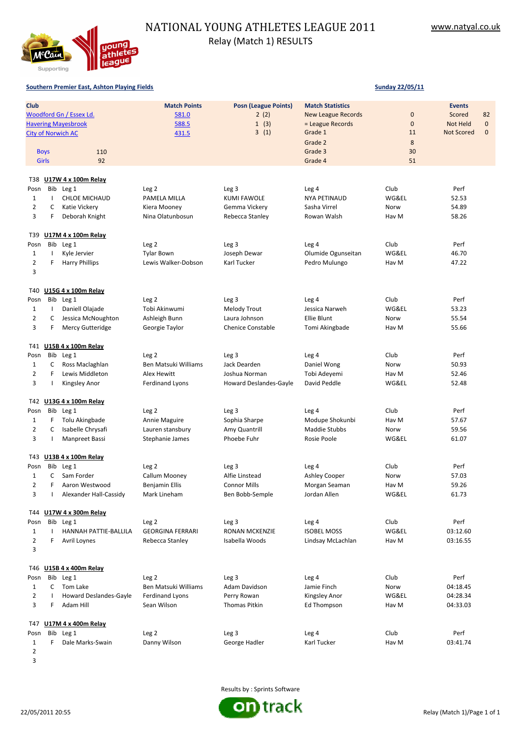# NATIONAL YOUNG ATHLETES LEAGUE 2011

## Relay (Match 1) RESULTS

www.natyal.co.uk

Supporting

**Southern Premier East, Ashton Playing Fields** — **Sunday 22/05/11**

| Club | Match Points | Posn (League Points) | Match Statistics | | Events | |
|---|---|---|---|---|---|---|
| Woodford Gn / Essex Ld. | 581.0 | 2 (2) | New League Records | 0 | Scored | 82 |
| Havering Mayesbrook | 588.5 | 1 (3) | = League Records | 0 | Not Held | 0 |
| City of Norwich AC | 431.5 | 3 (1) | Grade 1 | 11 | Not Scored | 0 |
| | | | Grade 2 | 8 | | |
| Boys 110 | | | Grade 3 | 30 | | |
| Girls 92 | | | Grade 4 | 51 | | |

### T38 U17W 4 x 100m Relay

| Posn | Bib | Leg 1 | Leg 2 | Leg 3 | Leg 4 | Club | Perf |
|---|---|---|---|---|---|---|---|
| 1 | I | CHLOE MICHAUD | PAMELA MILLA | KUMI FAWOLE | NYA PETINAUD | WG&EL | 52.53 |
| 2 | C | Katie Vickery | Kiera Mooney | Gemma Vickery | Sasha Virrel | Norw | 54.89 |
| 3 | F | Deborah Knight | Nina Olatunbosun | Rebecca Stanley | Rowan Walsh | Hav M | 58.26 |

### T39 U17M 4 x 100m Relay

| Posn | Bib | Leg 1 | Leg 2 | Leg 3 | Leg 4 | Club | Perf |
|---|---|---|---|---|---|---|---|
| 1 | I | Kyle Jervier | Tylar Bown | Joseph Dewar | Olumide Ogunseitan | WG&EL | 46.70 |
| 2 | F | Harry Phillips | Lewis Walker-Dobson | Karl Tucker | Pedro Mulungo | Hav M | 47.22 |
| 3 | | | | | | | |

### T40 U15G 4 x 100m Relay

| Posn | Bib | Leg 1 | Leg 2 | Leg 3 | Leg 4 | Club | Perf |
|---|---|---|---|---|---|---|---|
| 1 | I | Daniell Olajade | Tobi Akinwumi | Melody Trout | Jessica Narweh | WG&EL | 53.23 |
| 2 | C | Jessica McNoughton | Ashleigh Bunn | Laura Johnson | Ellie Blunt | Norw | 55.54 |
| 3 | F | Mercy Gutteridge | Georgie Taylor | Chenice Constable | Tomi Akingbade | Hav M | 55.66 |

### T41 U15B 4 x 100m Relay

| Posn | Bib | Leg 1 | Leg 2 | Leg 3 | Leg 4 | Club | Perf |
|---|---|---|---|---|---|---|---|
| 1 | C | Ross Maclaghlan | Ben Matsuki Williams | Jack Dearden | Daniel Wong | Norw | 50.93 |
| 2 | F | Lewis Middleton | Alex Hewitt | Joshua Norman | Tobi Adeyemi | Hav M | 52.46 |
| 3 | I | Kingsley Anor | Ferdinand Lyons | Howard Deslandes-Gayle | David Peddle | WG&EL | 52.48 |

### T42 U13G 4 x 100m Relay

| Posn | Bib | Leg 1 | Leg 2 | Leg 3 | Leg 4 | Club | Perf |
|---|---|---|---|---|---|---|---|
| 1 | F | Tolu Akingbade | Annie Maguire | Sophia Sharpe | Modupe Shokunbi | Hav M | 57.67 |
| 2 | C | Isabelle Chrysafi | Lauren stansbury | Amy Quantrill | Maddie Stubbs | Norw | 59.56 |
| 3 | I | Manpreet Bassi | Stephanie James | Phoebe Fuhr | Rosie Poole | WG&EL | 61.07 |

### T43 U13B 4 x 100m Relay

| Posn | Bib | Leg 1 | Leg 2 | Leg 3 | Leg 4 | Club | Perf |
|---|---|---|---|---|---|---|---|
| 1 | C | Sam Forder | Callum Mooney | Alfie Linstead | Ashley Cooper | Norw | 57.03 |
| 2 | F | Aaron Westwood | Benjamin Ellis | Connor Mills | Morgan Seaman | Hav M | 59.26 |
| 3 | I | Alexander Hall-Cassidy | Mark Lineham | Ben Bobb-Semple | Jordan Allen | WG&EL | 61.73 |

### T44 U17W 4 x 300m Relay

| Posn | Bib | Leg 1 | Leg 2 | Leg 3 | Leg 4 | Club | Perf |
|---|---|---|---|---|---|---|---|
| 1 | I | HANNAH PATTIE-BALLILA | GEORGINA FERRARI | RONAN MCKENZIE | ISOBEL MOSS | WG&EL | 03:12.60 |
| 2 | F | Avril Loynes | Rebecca Stanley | Isabella Woods | Lindsay McLachlan | Hav M | 03:16.55 |
| 3 | | | | | | | |

### T46 U15B 4 x 400m Relay

| Posn | Bib | Leg 1 | Leg 2 | Leg 3 | Leg 4 | Club | Perf |
|---|---|---|---|---|---|---|---|
| 1 | C | Tom Lake | Ben Matsuki Williams | Adam Davidson | Jamie Finch | Norw | 04:18.45 |
| 2 | I | Howard Deslandes-Gayle | Ferdinand Lyons | Perry Rowan | Kingsley Anor | WG&EL | 04:28.34 |
| 3 | F | Adam Hill | Sean Wilson | Thomas Pitkin | Ed Thompson | Hav M | 04:33.03 |

### T47 U17M 4 x 400m Relay

| Posn | Bib | Leg 1 | Leg 2 | Leg 3 | Leg 4 | Club | Perf |
|---|---|---|---|---|---|---|---|
| 1 | F | Dale Marks-Swain | Danny Wilson | George Hadler | Karl Tucker | Hav M | 03:41.74 |
| 2 | | | | | | | |
| 3 | | | | | | | |

Results by : Sprints Software